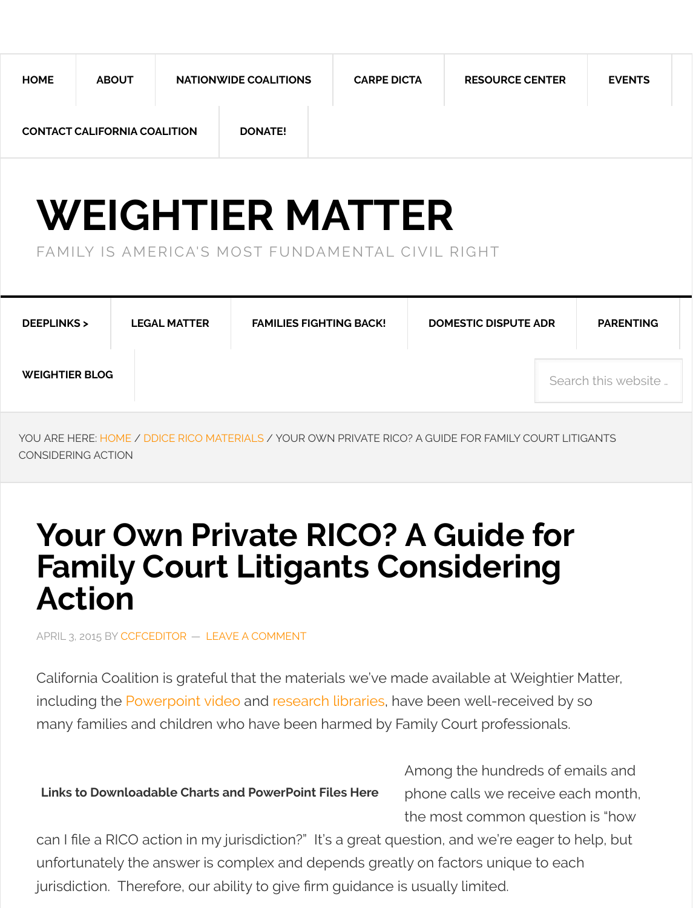HOME | ABOUT | NATIONWIDE COALITIONS | CARPE DICTA | RESOURCE CENTER | EVENTS | CONTACT CALIFORNIA COALITION | DONATE!

# WEIGHTIER MATTER

FAMILY IS AMERICA'S MOST FUNDAMENTAL CIVIL RIGHT

DEEPLINKS > | LEGAL MATTER | FAMILIES FIGHTING BACK! | DOMESTIC DISPUTE ADR | PARENTING | WEIGHTIER BLOG

Search this website ..

YOU ARE HERE: HOME / DDICE RICO MATERIALS / YOUR OWN PRIVATE RICO? A GUIDE FOR FAMILY COURT LITIGANTS CONSIDERING ACTION

# Your Own Private RICO? A Guide for Family Court Litigants Considering Action

APRIL 3, 2015 BY CCFCEDITOR — LEAVE A COMMENT

California Coalition is grateful that the materials we've made available at Weightier Matter, including the Powerpoint video and research libraries, have been well-received by so many families and children who have been harmed by Family Court professionals.

**Links to Downloadable Charts and PowerPoint Files Here**

Among the hundreds of emails and phone calls we receive each month, the most common question is "how can I file a RICO action in my jurisdiction?" It's a great question, and we're eager to help, but unfortunately the answer is complex and depends greatly on factors unique to each jurisdiction. Therefore, our ability to give firm guidance is usually limited.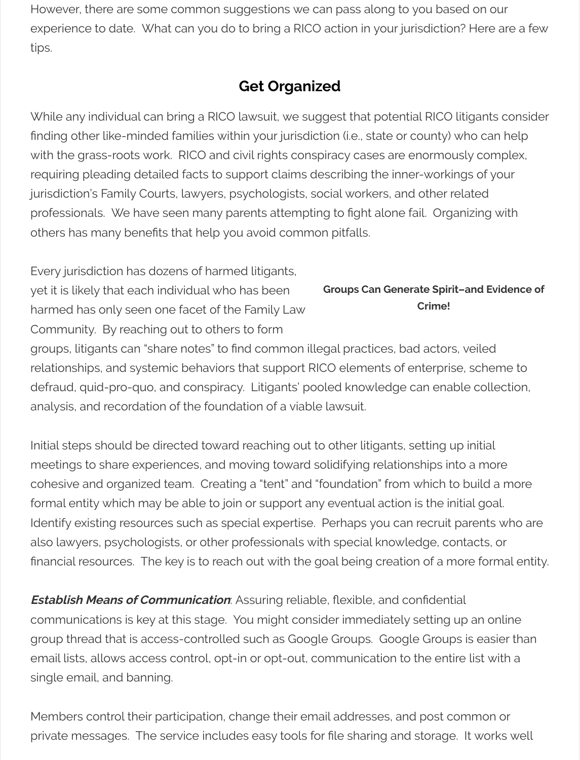However, there are some common suggestions we can pass along to you based on our experience to date. What can you do to bring a RICO action in your jurisdiction? Here are a few tips.

## Get Organized

While any individual can bring a RICO lawsuit, we suggest that potential RICO litigants consider finding other like-minded families within your jurisdiction (i.e., state or county) who can help with the grass-roots work. RICO and civil rights conspiracy cases are enormously complex, requiring pleading detailed facts to support claims describing the inner-workings of your jurisdiction's Family Courts, lawyers, psychologists, social workers, and other related professionals. We have seen many parents attempting to fight alone fail. Organizing with others has many benefits that help you avoid common pitfalls.

**Groups Can Generate Spirit–and Evidence of Crime!**

Every jurisdiction has dozens of harmed litigants, yet it is likely that each individual who has been harmed has only seen one facet of the Family Law Community. By reaching out to others to form groups, litigants can "share notes" to find common illegal practices, bad actors, veiled relationships, and systemic behaviors that support RICO elements of enterprise, scheme to defraud, quid-pro-quo, and conspiracy. Litigants' pooled knowledge can enable collection, analysis, and recordation of the foundation of a viable lawsuit.

Initial steps should be directed toward reaching out to other litigants, setting up initial meetings to share experiences, and moving toward solidifying relationships into a more cohesive and organized team. Creating a "tent" and "foundation" from which to build a more formal entity which may be able to join or support any eventual action is the initial goal. Identify existing resources such as special expertise. Perhaps you can recruit parents who are also lawyers, psychologists, or other professionals with special knowledge, contacts, or financial resources. The key is to reach out with the goal being creation of a more formal entity.

***Establish Means of Communication***: Assuring reliable, flexible, and confidential communications is key at this stage. You might consider immediately setting up an online group thread that is access-controlled such as Google Groups. Google Groups is easier than email lists, allows access control, opt-in or opt-out, communication to the entire list with a single email, and banning.

Members control their participation, change their email addresses, and post common or private messages. The service includes easy tools for file sharing and storage. It works well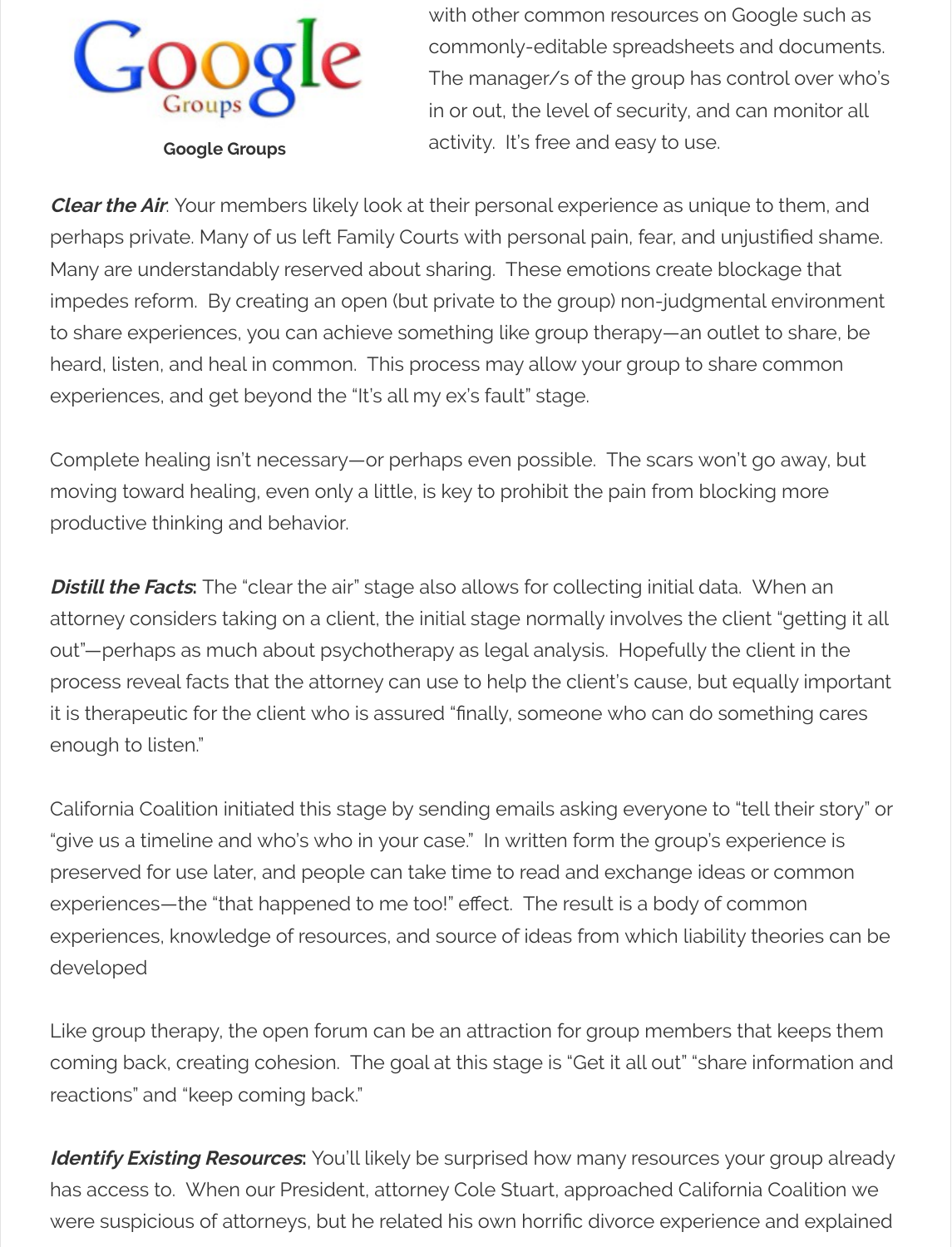Google Groups

with other common resources on Google such as commonly-editable spreadsheets and documents. The manager/s of the group has control over who's in or out, the level of security, and can monitor all activity. It's free and easy to use.

***Clear the Air***. Your members likely look at their personal experience as unique to them, and perhaps private. Many of us left Family Courts with personal pain, fear, and unjustified shame. Many are understandably reserved about sharing. These emotions create blockage that impedes reform. By creating an open (but private to the group) non-judgmental environment to share experiences, you can achieve something like group therapy—an outlet to share, be heard, listen, and heal in common. This process may allow your group to share common experiences, and get beyond the "It's all my ex's fault" stage.

Complete healing isn't necessary—or perhaps even possible. The scars won't go away, but moving toward healing, even only a little, is key to prohibit the pain from blocking more productive thinking and behavior.

***Distill the Facts***: The "clear the air" stage also allows for collecting initial data. When an attorney considers taking on a client, the initial stage normally involves the client "getting it all out"—perhaps as much about psychotherapy as legal analysis. Hopefully the client in the process reveal facts that the attorney can use to help the client's cause, but equally important it is therapeutic for the client who is assured "finally, someone who can do something cares enough to listen."

California Coalition initiated this stage by sending emails asking everyone to "tell their story" or "give us a timeline and who's who in your case." In written form the group's experience is preserved for use later, and people can take time to read and exchange ideas or common experiences—the "that happened to me too!" effect. The result is a body of common experiences, knowledge of resources, and source of ideas from which liability theories can be developed

Like group therapy, the open forum can be an attraction for group members that keeps them coming back, creating cohesion. The goal at this stage is "Get it all out" "share information and reactions" and "keep coming back."

***Identify Existing Resources***: You'll likely be surprised how many resources your group already has access to. When our President, attorney Cole Stuart, approached California Coalition we were suspicious of attorneys, but he related his own horrific divorce experience and explained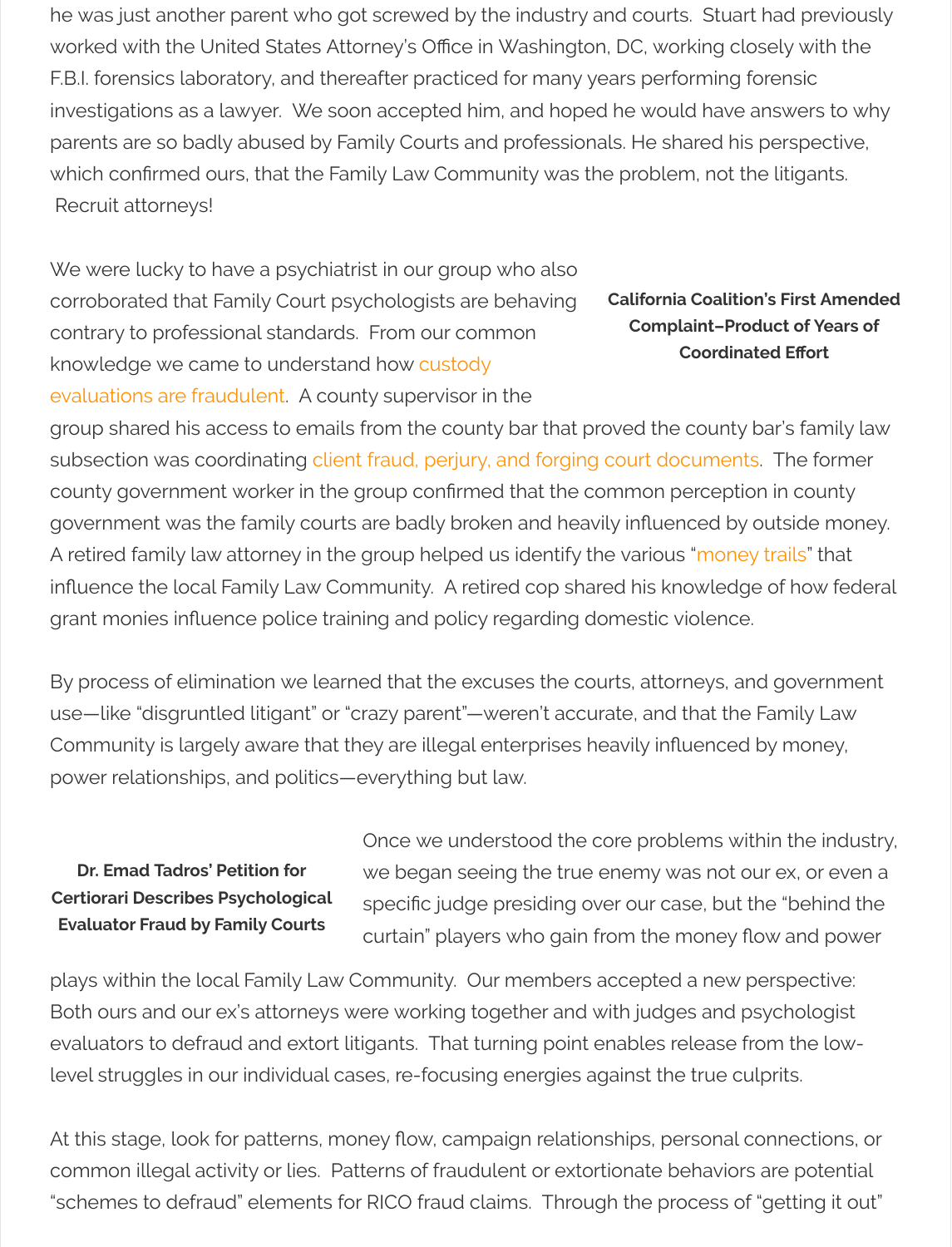he was just another parent who got screwed by the industry and courts. Stuart had previously worked with the United States Attorney's Office in Washington, DC, working closely with the F.B.I. forensics laboratory, and thereafter practiced for many years performing forensic investigations as a lawyer. We soon accepted him, and hoped he would have answers to why parents are so badly abused by Family Courts and professionals. He shared his perspective, which confirmed ours, that the Family Law Community was the problem, not the litigants. Recruit attorneys!

We were lucky to have a psychiatrist in our group who also corroborated that Family Court psychologists are behaving contrary to professional standards. From our common knowledge we came to understand how custody evaluations are fraudulent. A county supervisor in the group shared his access to emails from the county bar that proved the county bar's family law subsection was coordinating client fraud, perjury, and forging court documents. The former county government worker in the group confirmed that the common perception in county government was the family courts are badly broken and heavily influenced by outside money. A retired family law attorney in the group helped us identify the various "money trails" that influence the local Family Law Community. A retired cop shared his knowledge of how federal grant monies influence police training and policy regarding domestic violence.

**California Coalition's First Amended Complaint–Product of Years of Coordinated Effort**

By process of elimination we learned that the excuses the courts, attorneys, and government use—like "disgruntled litigant" or "crazy parent"—weren't accurate, and that the Family Law Community is largely aware that they are illegal enterprises heavily influenced by money, power relationships, and politics—everything but law.

Once we understood the core problems within the industry, we began seeing the true enemy was not our ex, or even a specific judge presiding over our case, but the "behind the curtain" players who gain from the money flow and power plays within the local Family Law Community. Our members accepted a new perspective: Both ours and our ex's attorneys were working together and with judges and psychologist evaluators to defraud and extort litigants. That turning point enables release from the low-level struggles in our individual cases, re-focusing energies against the true culprits.

**Dr. Emad Tadros' Petition for Certiorari Describes Psychological Evaluator Fraud by Family Courts**

At this stage, look for patterns, money flow, campaign relationships, personal connections, or common illegal activity or lies. Patterns of fraudulent or extortionate behaviors are potential "schemes to defraud" elements for RICO fraud claims. Through the process of "getting it out"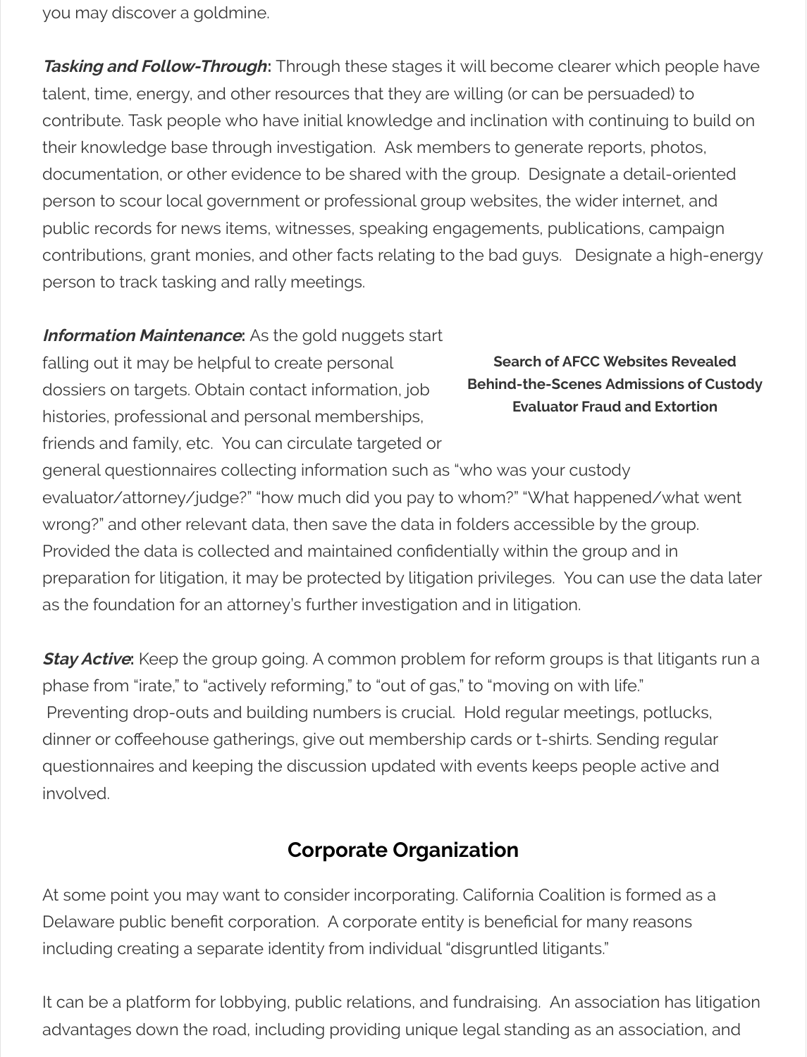you may discover a goldmine.

***Tasking and Follow-Through*****:** Through these stages it will become clearer which people have talent, time, energy, and other resources that they are willing (or can be persuaded) to contribute. Task people who have initial knowledge and inclination with continuing to build on their knowledge base through investigation. Ask members to generate reports, photos, documentation, or other evidence to be shared with the group. Designate a detail-oriented person to scour local government or professional group websites, the wider internet, and public records for news items, witnesses, speaking engagements, publications, campaign contributions, grant monies, and other facts relating to the bad guys. Designate a high-energy person to track tasking and rally meetings.

***Information Maintenance*****:** As the gold nuggets start falling out it may be helpful to create personal dossiers on targets. Obtain contact information, job histories, professional and personal memberships, friends and family, etc. You can circulate targeted or general questionnaires collecting information such as "who was your custody evaluator/attorney/judge?" "how much did you pay to whom?" "What happened/what went wrong?" and other relevant data, then save the data in folders accessible by the group. Provided the data is collected and maintained confidentially within the group and in preparation for litigation, it may be protected by litigation privileges. You can use the data later as the foundation for an attorney's further investigation and in litigation.

**Search of AFCC Websites Revealed Behind-the-Scenes Admissions of Custody Evaluator Fraud and Extortion**

***Stay Active*****:** Keep the group going. A common problem for reform groups is that litigants run a phase from "irate," to "actively reforming," to "out of gas," to "moving on with life." Preventing drop-outs and building numbers is crucial. Hold regular meetings, potlucks, dinner or coffeehouse gatherings, give out membership cards or t-shirts. Sending regular questionnaires and keeping the discussion updated with events keeps people active and involved.

## Corporate Organization

At some point you may want to consider incorporating. California Coalition is formed as a Delaware public benefit corporation. A corporate entity is beneficial for many reasons including creating a separate identity from individual "disgruntled litigants."

It can be a platform for lobbying, public relations, and fundraising. An association has litigation advantages down the road, including providing unique legal standing as an association, and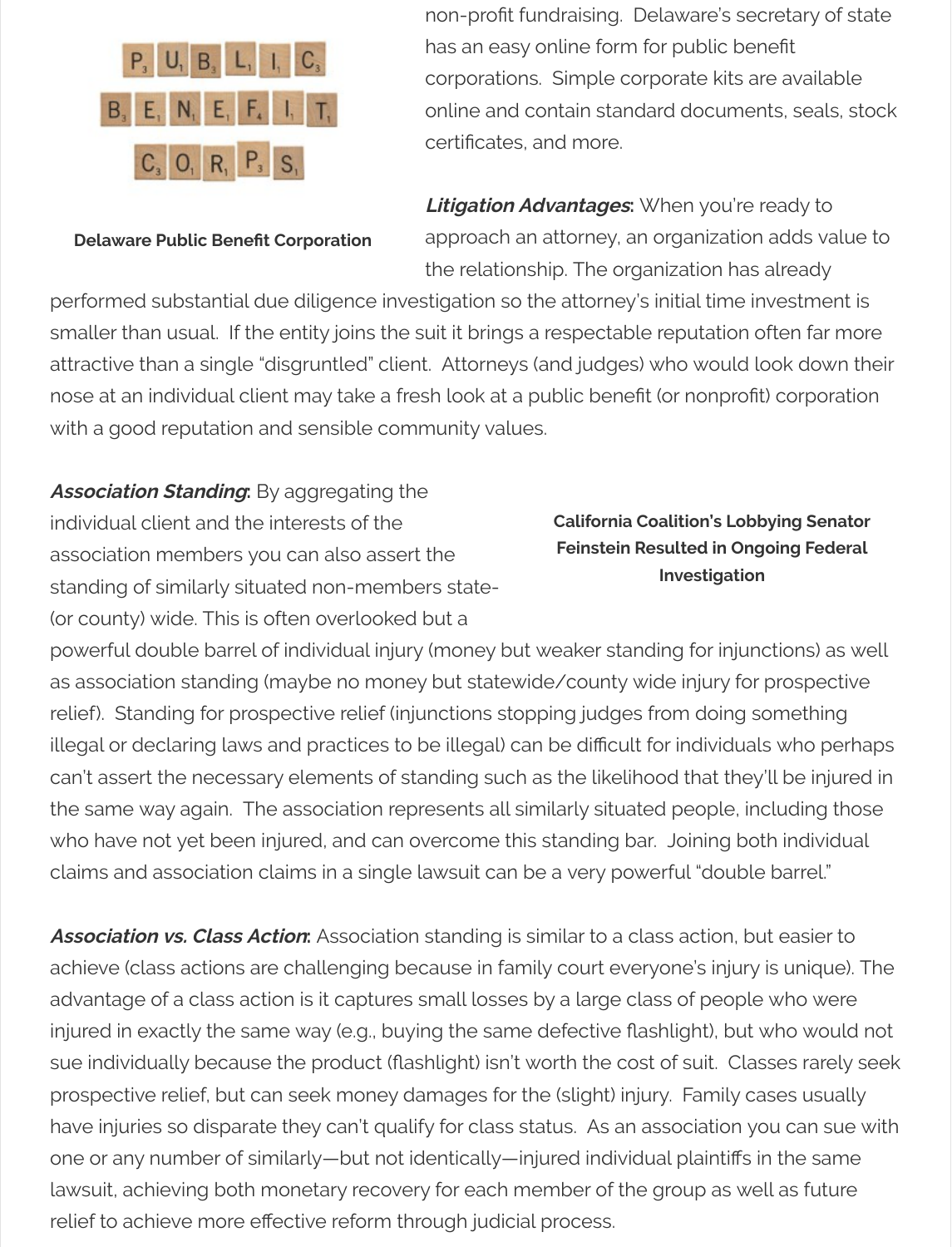non-profit fundraising. Delaware's secretary of state has an easy online form for public benefit corporations. Simple corporate kits are available online and contain standard documents, seals, stock certificates, and more.

Delaware Public Benefit Corporation

***Litigation Advantages*:** When you're ready to approach an attorney, an organization adds value to the relationship. The organization has already performed substantial due diligence investigation so the attorney's initial time investment is smaller than usual. If the entity joins the suit it brings a respectable reputation often far more attractive than a single "disgruntled" client. Attorneys (and judges) who would look down their nose at an individual client may take a fresh look at a public benefit (or nonprofit) corporation with a good reputation and sensible community values.

***Association Standing*:** By aggregating the individual client and the interests of the association members you can also assert the standing of similarly situated non-members state- (or county) wide. This is often overlooked but a powerful double barrel of individual injury (money but weaker standing for injunctions) as well as association standing (maybe no money but statewide/county wide injury for prospective relief). Standing for prospective relief (injunctions stopping judges from doing something illegal or declaring laws and practices to be illegal) can be difficult for individuals who perhaps can't assert the necessary elements of standing such as the likelihood that they'll be injured in the same way again. The association represents all similarly situated people, including those who have not yet been injured, and can overcome this standing bar. Joining both individual claims and association claims in a single lawsuit can be a very powerful "double barrel."

**California Coalition's Lobbying Senator Feinstein Resulted in Ongoing Federal Investigation**

***Association vs. Class Action*:** Association standing is similar to a class action, but easier to achieve (class actions are challenging because in family court everyone's injury is unique). The advantage of a class action is it captures small losses by a large class of people who were injured in exactly the same way (e.g., buying the same defective flashlight), but who would not sue individually because the product (flashlight) isn't worth the cost of suit. Classes rarely seek prospective relief, but can seek money damages for the (slight) injury. Family cases usually have injuries so disparate they can't qualify for class status. As an association you can sue with one or any number of similarly—but not identically—injured individual plaintiffs in the same lawsuit, achieving both monetary recovery for each member of the group as well as future relief to achieve more effective reform through judicial process.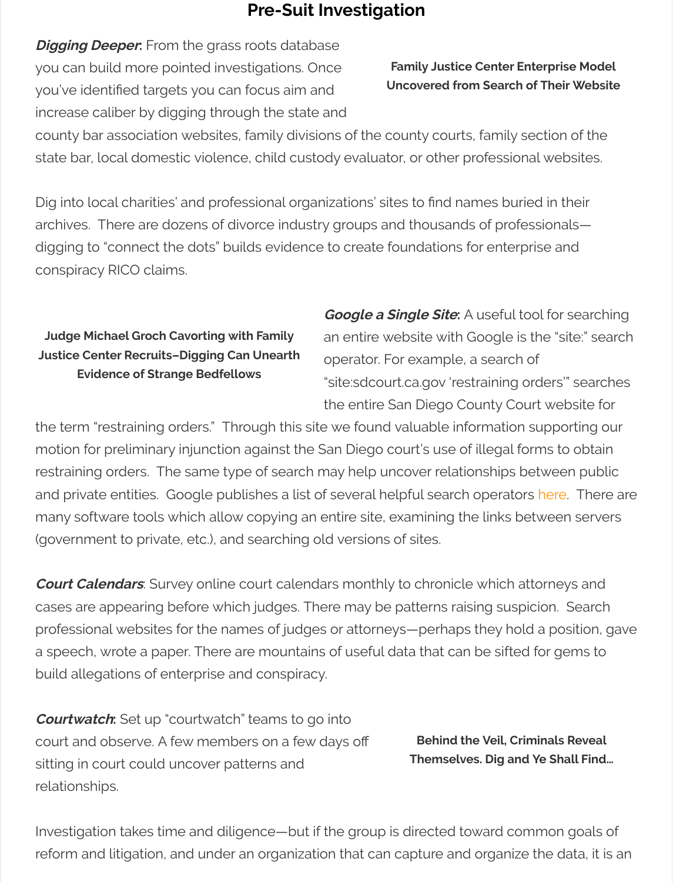## Pre-Suit Investigation

***Digging Deeper*:** From the grass roots database you can build more pointed investigations. Once you've identified targets you can focus aim and increase caliber by digging through the state and county bar association websites, family divisions of the county courts, family section of the state bar, local domestic violence, child custody evaluator, or other professional websites.

**Family Justice Center Enterprise Model Uncovered from Search of Their Website**

Dig into local charities' and professional organizations' sites to find names buried in their archives. There are dozens of divorce industry groups and thousands of professionals—digging to "connect the dots" builds evidence to create foundations for enterprise and conspiracy RICO claims.

**Judge Michael Groch Cavorting with Family Justice Center Recruits–Digging Can Unearth Evidence of Strange Bedfellows**

***Google a Single Site*:** A useful tool for searching an entire website with Google is the "site:" search operator. For example, a search of "site:sdcourt.ca.gov 'restraining orders'" searches the entire San Diego County Court website for the term "restraining orders." Through this site we found valuable information supporting our motion for preliminary injunction against the San Diego court's use of illegal forms to obtain restraining orders. The same type of search may help uncover relationships between public and private entities. Google publishes a list of several helpful search operators here. There are many software tools which allow copying an entire site, examining the links between servers (government to private, etc.), and searching old versions of sites.

***Court Calendars*:** Survey online court calendars monthly to chronicle which attorneys and cases are appearing before which judges. There may be patterns raising suspicion. Search professional websites for the names of judges or attorneys—perhaps they hold a position, gave a speech, wrote a paper. There are mountains of useful data that can be sifted for gems to build allegations of enterprise and conspiracy.

***Courtwatch*:** Set up "courtwatch" teams to go into court and observe. A few members on a few days off sitting in court could uncover patterns and relationships.

**Behind the Veil, Criminals Reveal Themselves. Dig and Ye Shall Find...**

Investigation takes time and diligence—but if the group is directed toward common goals of reform and litigation, and under an organization that can capture and organize the data, it is an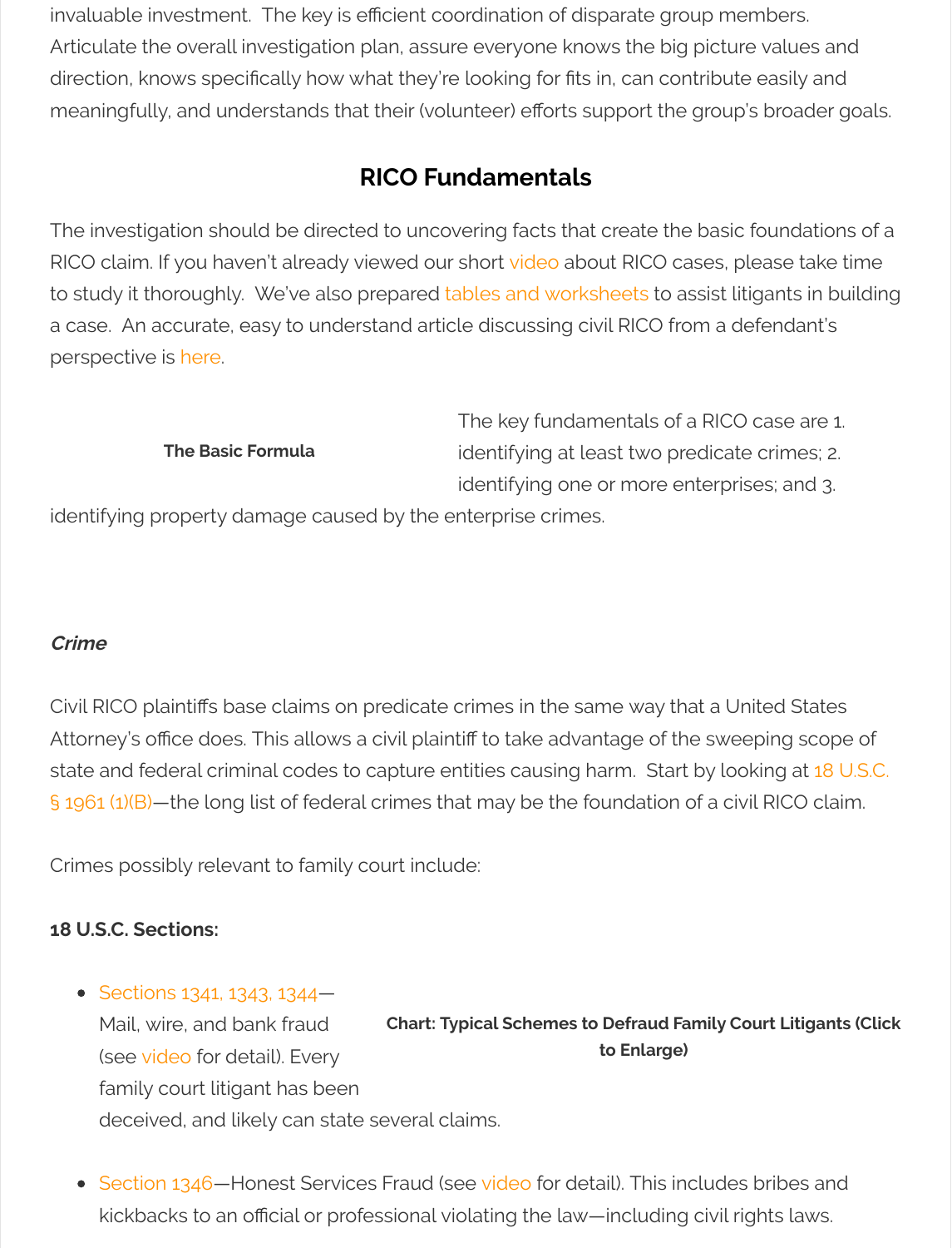invaluable investment. The key is efficient coordination of disparate group members. Articulate the overall investigation plan, assure everyone knows the big picture values and direction, knows specifically how what they're looking for fits in, can contribute easily and meaningfully, and understands that their (volunteer) efforts support the group's broader goals.

## RICO Fundamentals

The investigation should be directed to uncovering facts that create the basic foundations of a RICO claim. If you haven't already viewed our short video about RICO cases, please take time to study it thoroughly. We've also prepared tables and worksheets to assist litigants in building a case. An accurate, easy to understand article discussing civil RICO from a defendant's perspective is here.

**The Basic Formula**

The key fundamentals of a RICO case are 1. identifying at least two predicate crimes; 2. identifying one or more enterprises; and 3. identifying property damage caused by the enterprise crimes.

***Crime***

Civil RICO plaintiffs base claims on predicate crimes in the same way that a United States Attorney's office does. This allows a civil plaintiff to take advantage of the sweeping scope of state and federal criminal codes to capture entities causing harm. Start by looking at 18 U.S.C. § 1961 (1)(B)—the long list of federal crimes that may be the foundation of a civil RICO claim.

Crimes possibly relevant to family court include:

**18 U.S.C. Sections:**

- Sections 1341, 1343, 1344—Mail, wire, and bank fraud (see video for detail). Every family court litigant has been deceived, and likely can state several claims.

**Chart: Typical Schemes to Defraud Family Court Litigants (Click to Enlarge)**

- Section 1346—Honest Services Fraud (see video for detail). This includes bribes and kickbacks to an official or professional violating the law—including civil rights laws.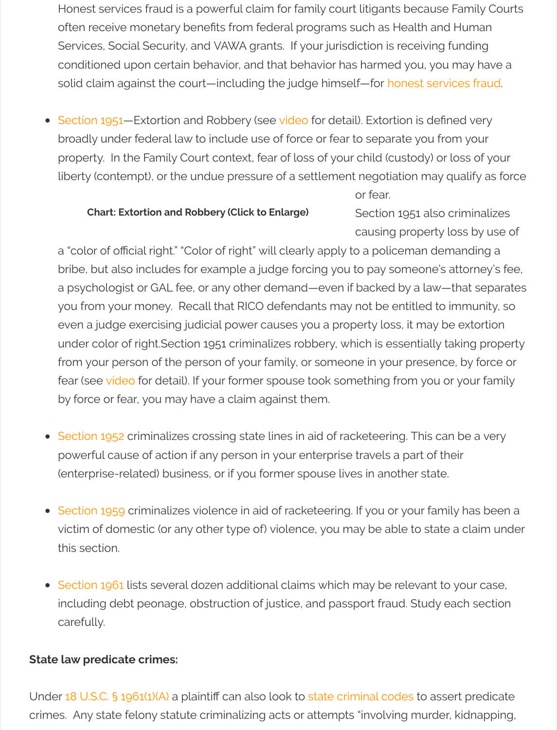Honest services fraud is a powerful claim for family court litigants because Family Courts often receive monetary benefits from federal programs such as Health and Human Services, Social Security, and VAWA grants. If your jurisdiction is receiving funding conditioned upon certain behavior, and that behavior has harmed you, you may have a solid claim against the court—including the judge himself—for honest services fraud.

- Section 1951—Extortion and Robbery (see video for detail). Extortion is defined very broadly under federal law to include use of force or fear to separate you from your property. In the Family Court context, fear of loss of your child (custody) or loss of your liberty (contempt), or the undue pressure of a settlement negotiation may qualify as force or fear.

  **Chart: Extortion and Robbery (Click to Enlarge)**

  Section 1951 also criminalizes causing property loss by use of a "color of official right." "Color of right" will clearly apply to a policeman demanding a bribe, but also includes for example a judge forcing you to pay someone's attorney's fee, a psychologist or GAL fee, or any other demand—even if backed by a law—that separates you from your money. Recall that RICO defendants may not be entitled to immunity, so even a judge exercising judicial power causes you a property loss, it may be extortion under color of right.Section 1951 criminalizes robbery, which is essentially taking property from your person of the person of your family, or someone in your presence, by force or fear (see video for detail). If your former spouse took something from you or your family by force or fear, you may have a claim against them.

- Section 1952 criminalizes crossing state lines in aid of racketeering. This can be a very powerful cause of action if any person in your enterprise travels a part of their (enterprise-related) business, or if you former spouse lives in another state.

- Section 1959 criminalizes violence in aid of racketeering. If you or your family has been a victim of domestic (or any other type of) violence, you may be able to state a claim under this section.

- Section 1961 lists several dozen additional claims which may be relevant to your case, including debt peonage, obstruction of justice, and passport fraud. Study each section carefully.

**State law predicate crimes:**

Under 18 U.S.C. § 1961(1)(A) a plaintiff can also look to state criminal codes to assert predicate crimes. Any state felony statute criminalizing acts or attempts "involving murder, kidnapping,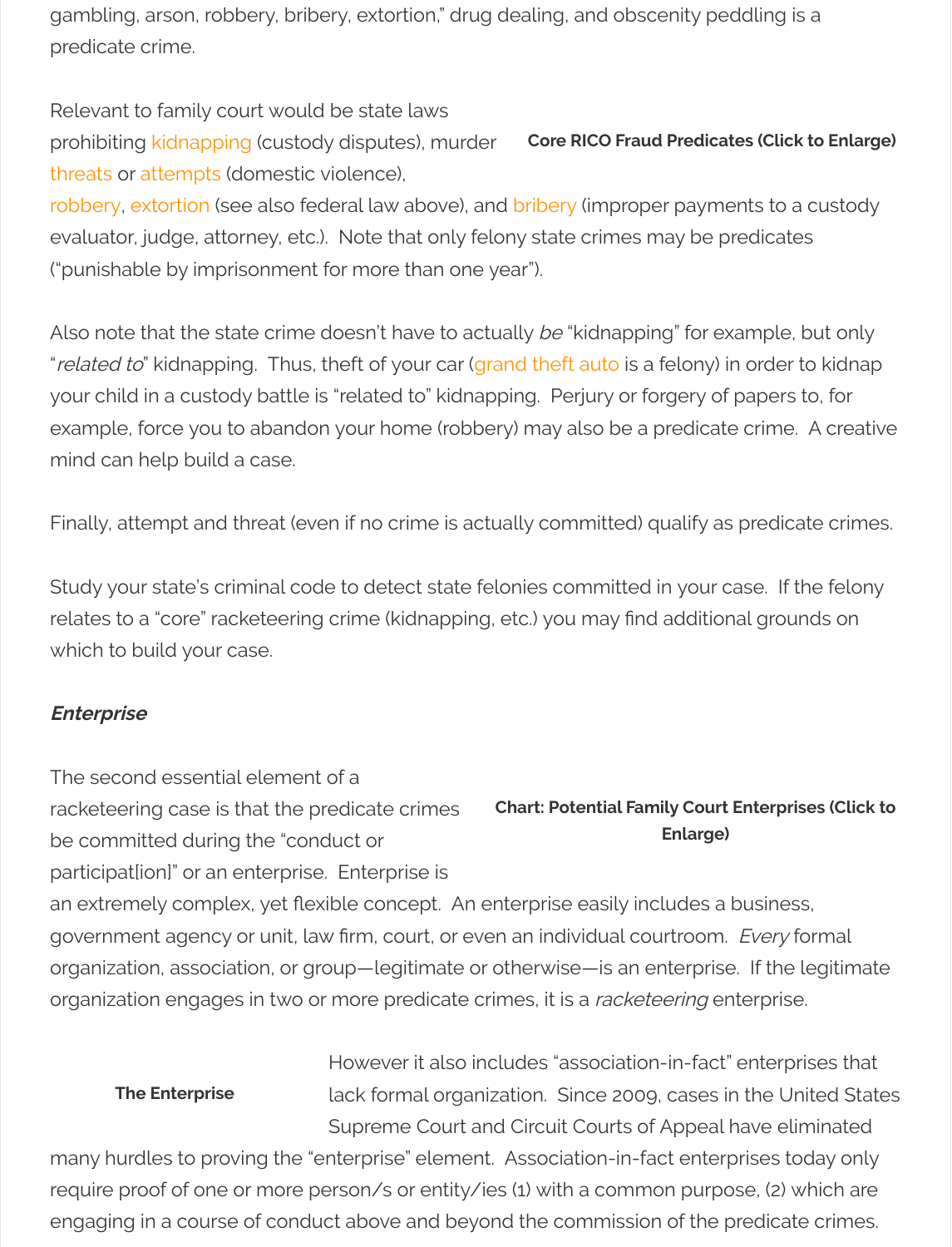gambling, arson, robbery, bribery, extortion," drug dealing, and obscenity peddling is a predicate crime.

**Core RICO Fraud Predicates (Click to Enlarge)**

Relevant to family court would be state laws prohibiting kidnapping (custody disputes), murder threats or attempts (domestic violence), robbery, extortion (see also federal law above), and bribery (improper payments to a custody evaluator, judge, attorney, etc.). Note that only felony state crimes may be predicates ("punishable by imprisonment for more than one year").

Also note that the state crime doesn't have to actually *be* "kidnapping" for example, but only "*related to*" kidnapping. Thus, theft of your car (grand theft auto is a felony) in order to kidnap your child in a custody battle is "related to" kidnapping. Perjury or forgery of papers to, for example, force you to abandon your home (robbery) may also be a predicate crime. A creative mind can help build a case.

Finally, attempt and threat (even if no crime is actually committed) qualify as predicate crimes.

Study your state's criminal code to detect state felonies committed in your case. If the felony relates to a "core" racketeering crime (kidnapping, etc.) you may find additional grounds on which to build your case.

### *Enterprise*

**Chart: Potential Family Court Enterprises (Click to Enlarge)**

The second essential element of a racketeering case is that the predicate crimes be committed during the "conduct or participat[ion]" or an enterprise. Enterprise is an extremely complex, yet flexible concept. An enterprise easily includes a business, government agency or unit, law firm, court, or even an individual courtroom. *Every* formal organization, association, or group—legitimate or otherwise—is an enterprise. If the legitimate organization engages in two or more predicate crimes, it is a *racketeering* enterprise.

**The Enterprise**

However it also includes "association-in-fact" enterprises that lack formal organization. Since 2009, cases in the United States Supreme Court and Circuit Courts of Appeal have eliminated many hurdles to proving the "enterprise" element. Association-in-fact enterprises today only require proof of one or more person/s or entity/ies (1) with a common purpose, (2) which are engaging in a course of conduct above and beyond the commission of the predicate crimes.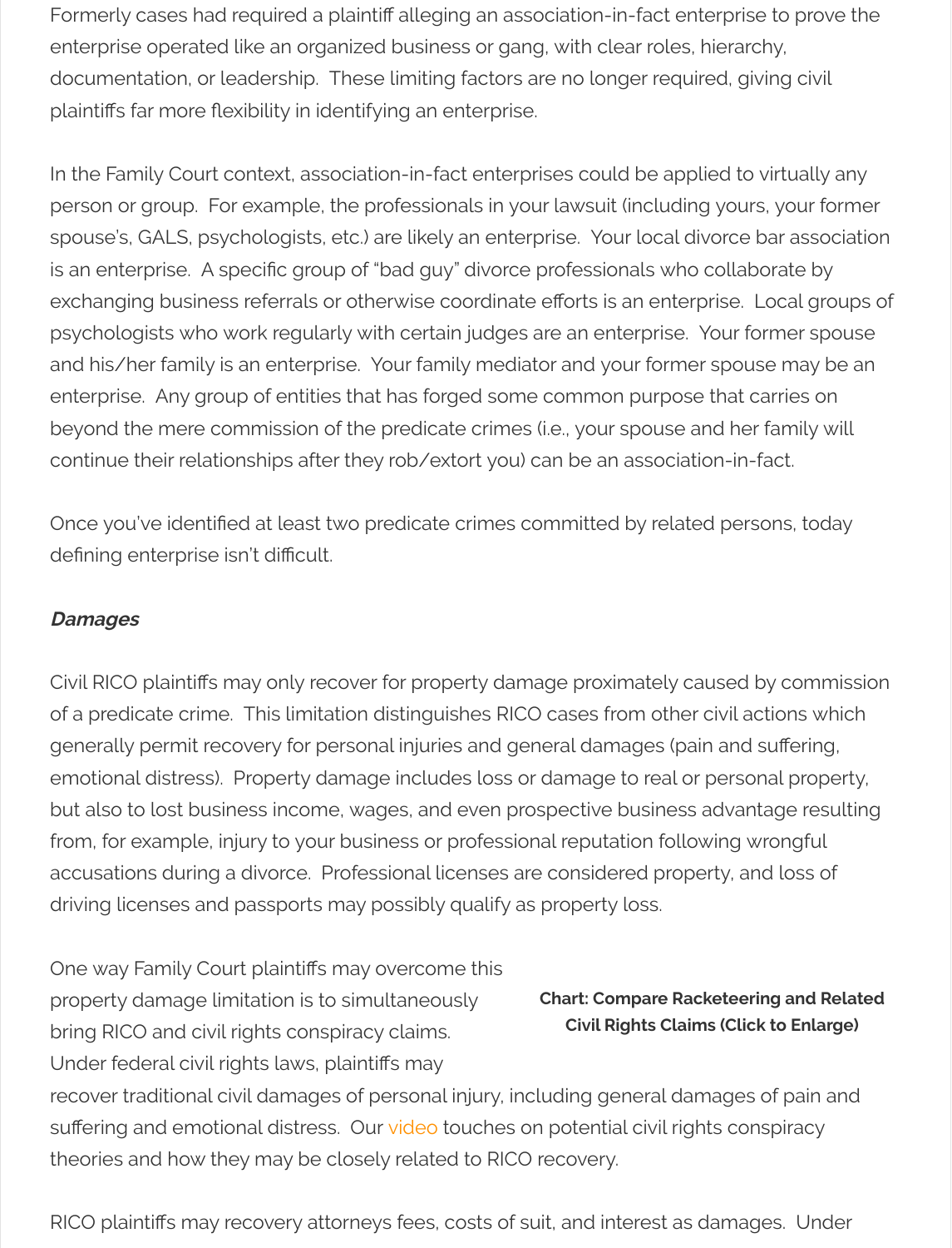Formerly cases had required a plaintiff alleging an association-in-fact enterprise to prove the enterprise operated like an organized business or gang, with clear roles, hierarchy, documentation, or leadership. These limiting factors are no longer required, giving civil plaintiffs far more flexibility in identifying an enterprise.

In the Family Court context, association-in-fact enterprises could be applied to virtually any person or group. For example, the professionals in your lawsuit (including yours, your former spouse's, GALS, psychologists, etc.) are likely an enterprise. Your local divorce bar association is an enterprise. A specific group of "bad guy" divorce professionals who collaborate by exchanging business referrals or otherwise coordinate efforts is an enterprise. Local groups of psychologists who work regularly with certain judges are an enterprise. Your former spouse and his/her family is an enterprise. Your family mediator and your former spouse may be an enterprise. Any group of entities that has forged some common purpose that carries on beyond the mere commission of the predicate crimes (i.e., your spouse and her family will continue their relationships after they rob/extort you) can be an association-in-fact.

Once you've identified at least two predicate crimes committed by related persons, today defining enterprise isn't difficult.

***Damages***

Civil RICO plaintiffs may only recover for property damage proximately caused by commission of a predicate crime. This limitation distinguishes RICO cases from other civil actions which generally permit recovery for personal injuries and general damages (pain and suffering, emotional distress). Property damage includes loss or damage to real or personal property, but also to lost business income, wages, and even prospective business advantage resulting from, for example, injury to your business or professional reputation following wrongful accusations during a divorce. Professional licenses are considered property, and loss of driving licenses and passports may possibly qualify as property loss.

**Chart: Compare Racketeering and Related Civil Rights Claims (Click to Enlarge)**

One way Family Court plaintiffs may overcome this property damage limitation is to simultaneously bring RICO and civil rights conspiracy claims. Under federal civil rights laws, plaintiffs may recover traditional civil damages of personal injury, including general damages of pain and suffering and emotional distress. Our video touches on potential civil rights conspiracy theories and how they may be closely related to RICO recovery.

RICO plaintiffs may recovery attorneys fees, costs of suit, and interest as damages. Under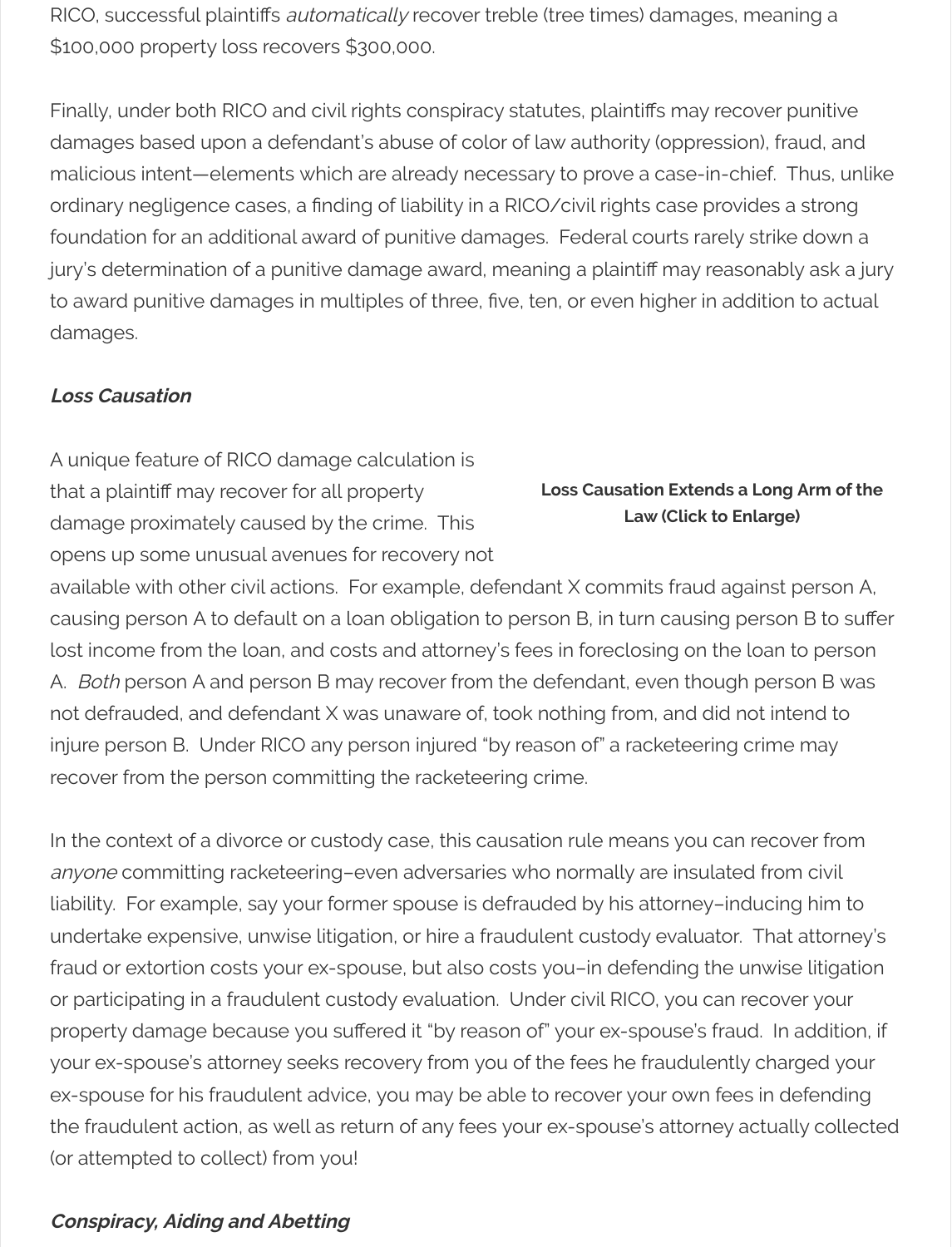RICO, successful plaintiffs *automatically* recover treble (tree times) damages, meaning a $100,000 property loss recovers $300,000.

Finally, under both RICO and civil rights conspiracy statutes, plaintiffs may recover punitive damages based upon a defendant's abuse of color of law authority (oppression), fraud, and malicious intent—elements which are already necessary to prove a case-in-chief. Thus, unlike ordinary negligence cases, a finding of liability in a RICO/civil rights case provides a strong foundation for an additional award of punitive damages. Federal courts rarely strike down a jury's determination of a punitive damage award, meaning a plaintiff may reasonably ask a jury to award punitive damages in multiples of three, five, ten, or even higher in addition to actual damages.

***Loss Causation***

**Loss Causation Extends a Long Arm of the Law (Click to Enlarge)**

A unique feature of RICO damage calculation is that a plaintiff may recover for all property damage proximately caused by the crime. This opens up some unusual avenues for recovery not available with other civil actions. For example, defendant X commits fraud against person A, causing person A to default on a loan obligation to person B, in turn causing person B to suffer lost income from the loan, and costs and attorney's fees in foreclosing on the loan to person A. *Both* person A and person B may recover from the defendant, even though person B was not defrauded, and defendant X was unaware of, took nothing from, and did not intend to injure person B. Under RICO any person injured "by reason of" a racketeering crime may recover from the person committing the racketeering crime.

In the context of a divorce or custody case, this causation rule means you can recover from *anyone* committing racketeering–even adversaries who normally are insulated from civil liability. For example, say your former spouse is defrauded by his attorney–inducing him to undertake expensive, unwise litigation, or hire a fraudulent custody evaluator. That attorney's fraud or extortion costs your ex-spouse, but also costs you–in defending the unwise litigation or participating in a fraudulent custody evaluation. Under civil RICO, you can recover your property damage because you suffered it "by reason of" your ex-spouse's fraud. In addition, if your ex-spouse's attorney seeks recovery from you of the fees he fraudulently charged your ex-spouse for his fraudulent advice, you may be able to recover your own fees in defending the fraudulent action, as well as return of any fees your ex-spouse's attorney actually collected (or attempted to collect) from you!

***Conspiracy, Aiding and Abetting***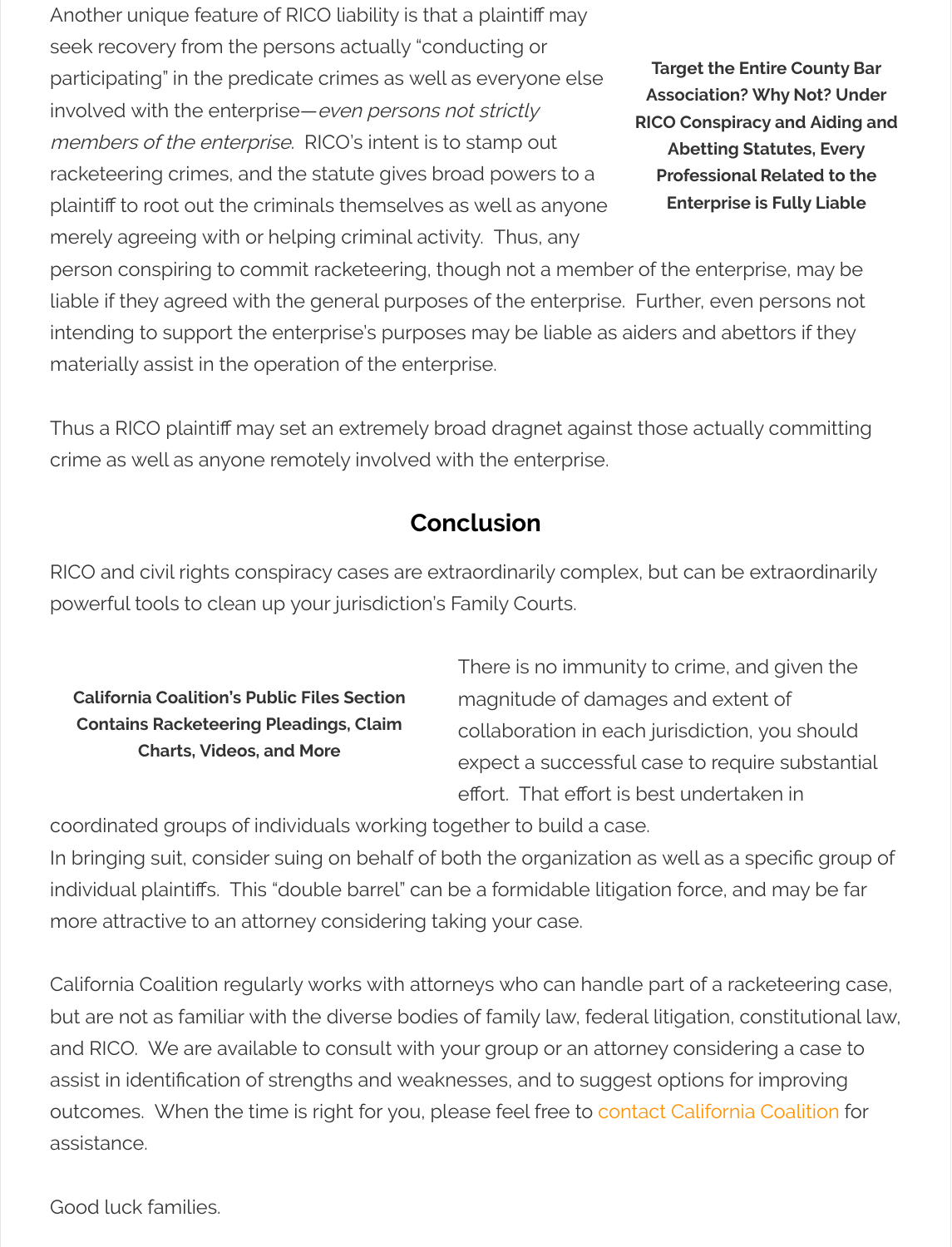Another unique feature of RICO liability is that a plaintiff may seek recovery from the persons actually "conducting or participating" in the predicate crimes as well as everyone else involved with the enterprise—*even persons not strictly members of the enterprise*. RICO's intent is to stamp out racketeering crimes, and the statute gives broad powers to a plaintiff to root out the criminals themselves as well as anyone merely agreeing with or helping criminal activity. Thus, any person conspiring to commit racketeering, though not a member of the enterprise, may be liable if they agreed with the general purposes of the enterprise. Further, even persons not intending to support the enterprise's purposes may be liable as aiders and abettors if they materially assist in the operation of the enterprise.

**Target the Entire County Bar Association? Why Not? Under RICO Conspiracy and Aiding and Abetting Statutes, Every Professional Related to the Enterprise is Fully Liable**

Thus a RICO plaintiff may set an extremely broad dragnet against those actually committing crime as well as anyone remotely involved with the enterprise.

## Conclusion

RICO and civil rights conspiracy cases are extraordinarily complex, but can be extraordinarily powerful tools to clean up your jurisdiction's Family Courts.

**California Coalition's Public Files Section Contains Racketeering Pleadings, Claim Charts, Videos, and More**

There is no immunity to crime, and given the magnitude of damages and extent of collaboration in each jurisdiction, you should expect a successful case to require substantial effort. That effort is best undertaken in coordinated groups of individuals working together to build a case.

In bringing suit, consider suing on behalf of both the organization as well as a specific group of individual plaintiffs. This "double barrel" can be a formidable litigation force, and may be far more attractive to an attorney considering taking your case.

California Coalition regularly works with attorneys who can handle part of a racketeering case, but are not as familiar with the diverse bodies of family law, federal litigation, constitutional law, and RICO. We are available to consult with your group or an attorney considering a case to assist in identification of strengths and weaknesses, and to suggest options for improving outcomes. When the time is right for you, please feel free to contact California Coalition for assistance.

Good luck families.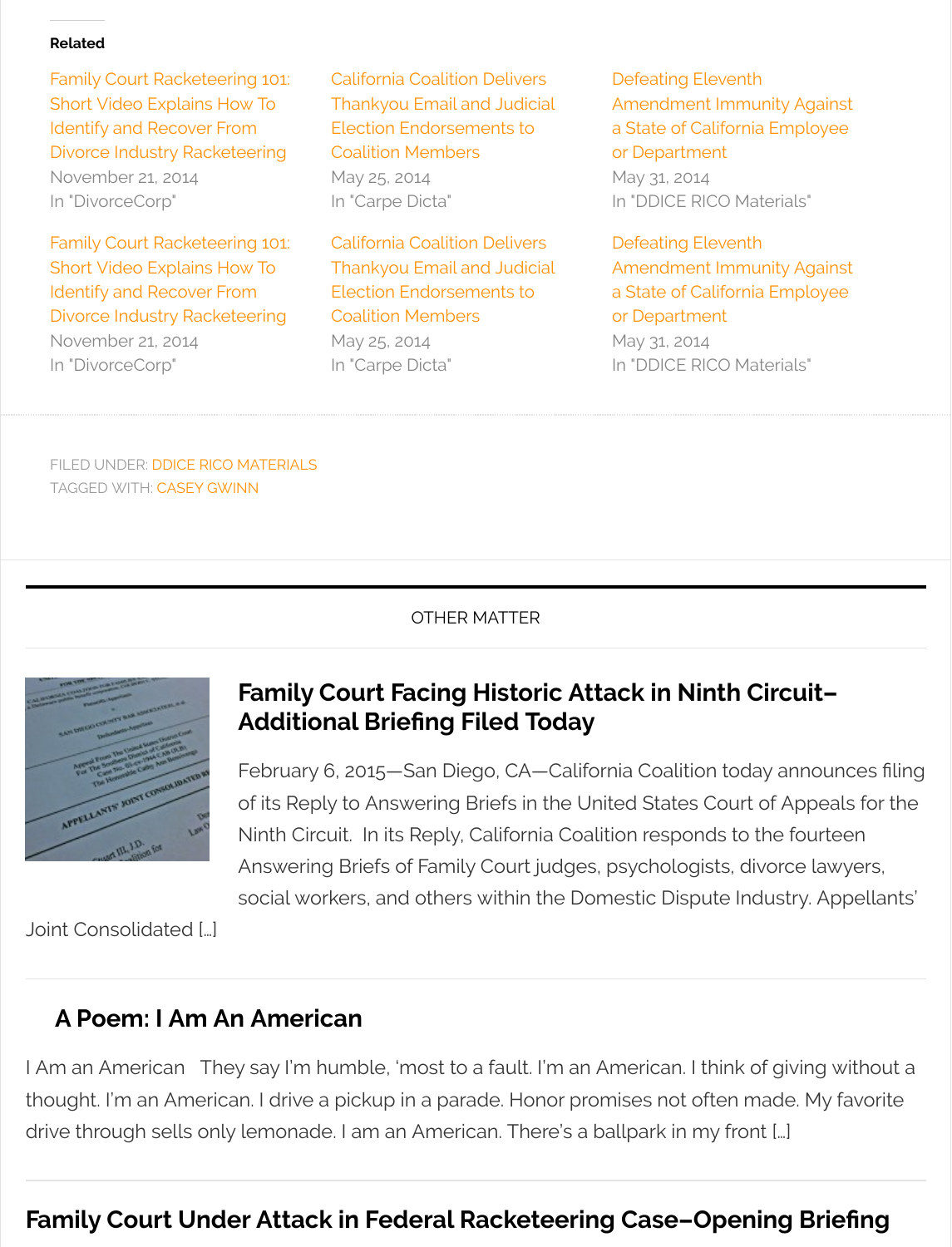**Related**

Family Court Racketeering 101: Short Video Explains How To Identify and Recover From Divorce Industry Racketeering
November 21, 2014
In "DivorceCorp"

California Coalition Delivers Thankyou Email and Judicial Election Endorsements to Coalition Members
May 25, 2014
In "Carpe Dicta"

Defeating Eleventh Amendment Immunity Against a State of California Employee or Department
May 31, 2014
In "DDICE RICO Materials"

Family Court Racketeering 101: Short Video Explains How To Identify and Recover From Divorce Industry Racketeering
November 21, 2014
In "DivorceCorp"

California Coalition Delivers Thankyou Email and Judicial Election Endorsements to Coalition Members
May 25, 2014
In "Carpe Dicta"

Defeating Eleventh Amendment Immunity Against a State of California Employee or Department
May 31, 2014
In "DDICE RICO Materials"

FILED UNDER: DDICE RICO MATERIALS
TAGGED WITH: CASEY GWINN

OTHER MATTER

## Family Court Facing Historic Attack in Ninth Circuit–Additional Briefing Filed Today

February 6, 2015—San Diego, CA—California Coalition today announces filing of its Reply to Answering Briefs in the United States Court of Appeals for the Ninth Circuit. In its Reply, California Coalition responds to the fourteen Answering Briefs of Family Court judges, psychologists, divorce lawyers, social workers, and others within the Domestic Dispute Industry. Appellants' Joint Consolidated […]

## A Poem: I Am An American

I Am an American They say I'm humble, 'most to a fault. I'm an American. I think of giving without a thought. I'm an American. I drive a pickup in a parade. Honor promises not often made. My favorite drive through sells only lemonade. I am an American. There's a ballpark in my front […]

## Family Court Under Attack in Federal Racketeering Case–Opening Briefing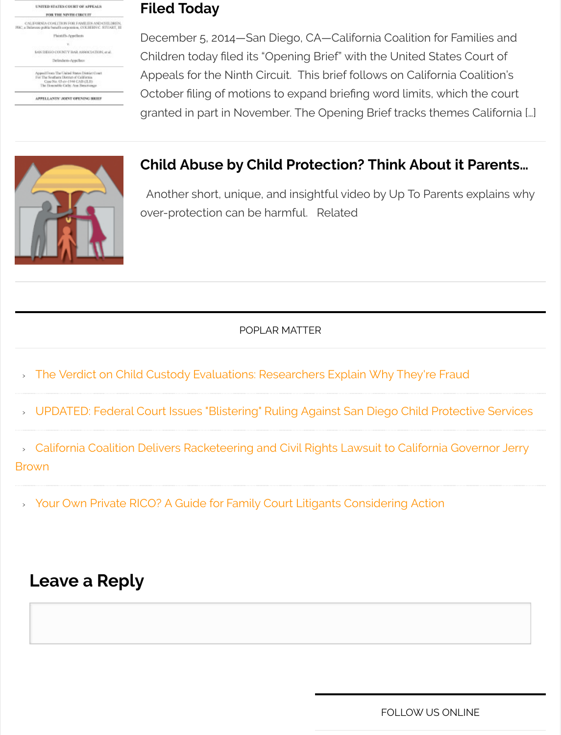### Filed Today

December 5, 2014—San Diego, CA—California Coalition for Families and Children today filed its "Opening Brief" with the United States Court of Appeals for the Ninth Circuit. This brief follows on California Coalition's October filing of motions to expand briefing word limits, which the court granted in part in November. The Opening Brief tracks themes California […]

### Child Abuse by Child Protection? Think About it Parents…

Another short, unique, and insightful video by Up To Parents explains why over-protection can be harmful. Related

POPLAR MATTER

- The Verdict on Child Custody Evaluations: Researchers Explain Why They're Fraud
- UPDATED: Federal Court Issues "Blistering" Ruling Against San Diego Child Protective Services
- California Coalition Delivers Racketeering and Civil Rights Lawsuit to California Governor Jerry Brown
- Your Own Private RICO? A Guide for Family Court Litigants Considering Action

## Leave a Reply

FOLLOW US ONLINE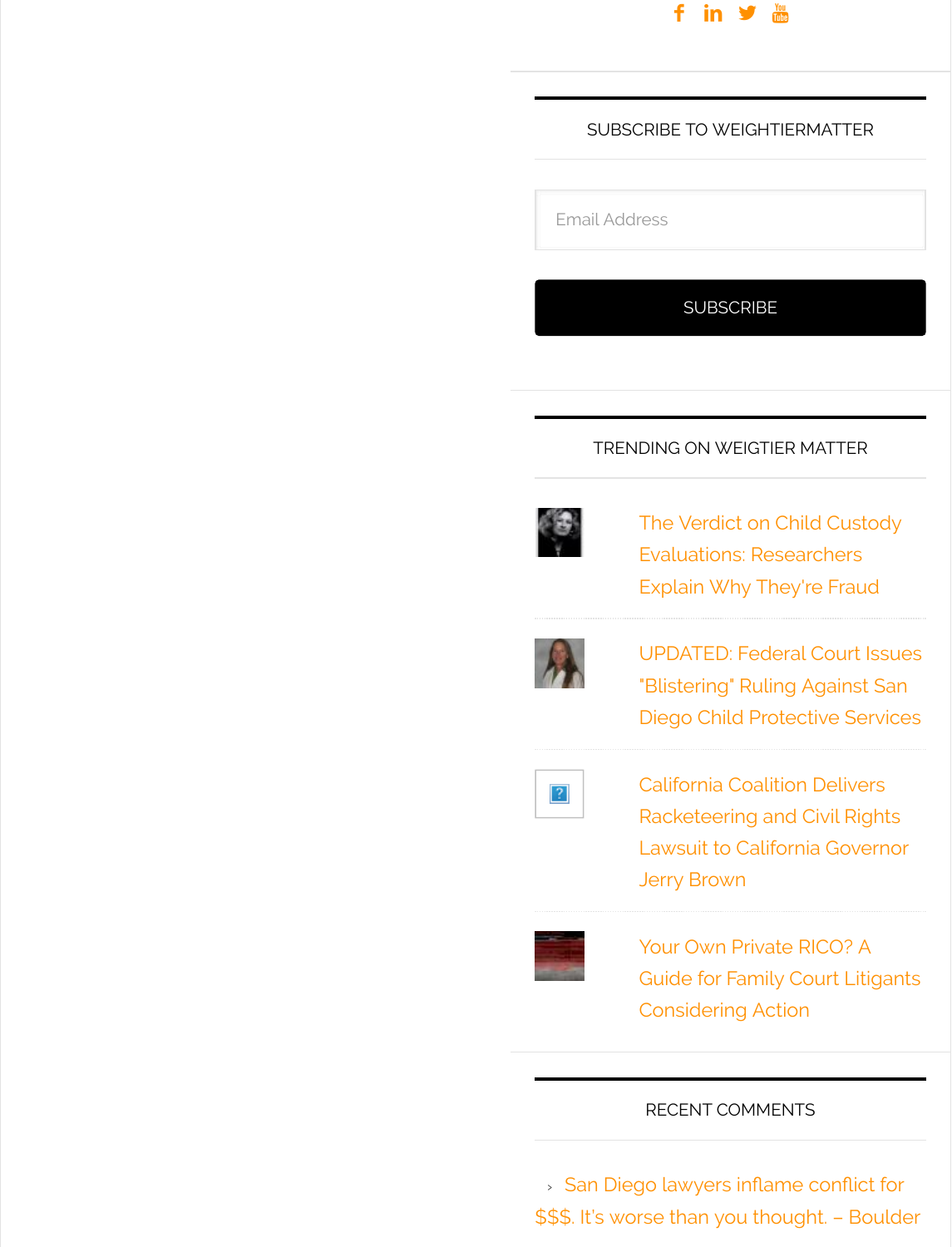SUBSCRIBE TO WEIGHTIERMATTER

Email Address

SUBSCRIBE

TRENDING ON WEIGTIER MATTER

The Verdict on Child Custody Evaluations: Researchers Explain Why They're Fraud

UPDATED: Federal Court Issues "Blistering" Ruling Against San Diego Child Protective Services

California Coalition Delivers Racketeering and Civil Rights Lawsuit to California Governor Jerry Brown

Your Own Private RICO? A Guide for Family Court Litigants Considering Action

RECENT COMMENTS

› San Diego lawyers inflame conflict for $$$. It's worse than you thought. – Boulder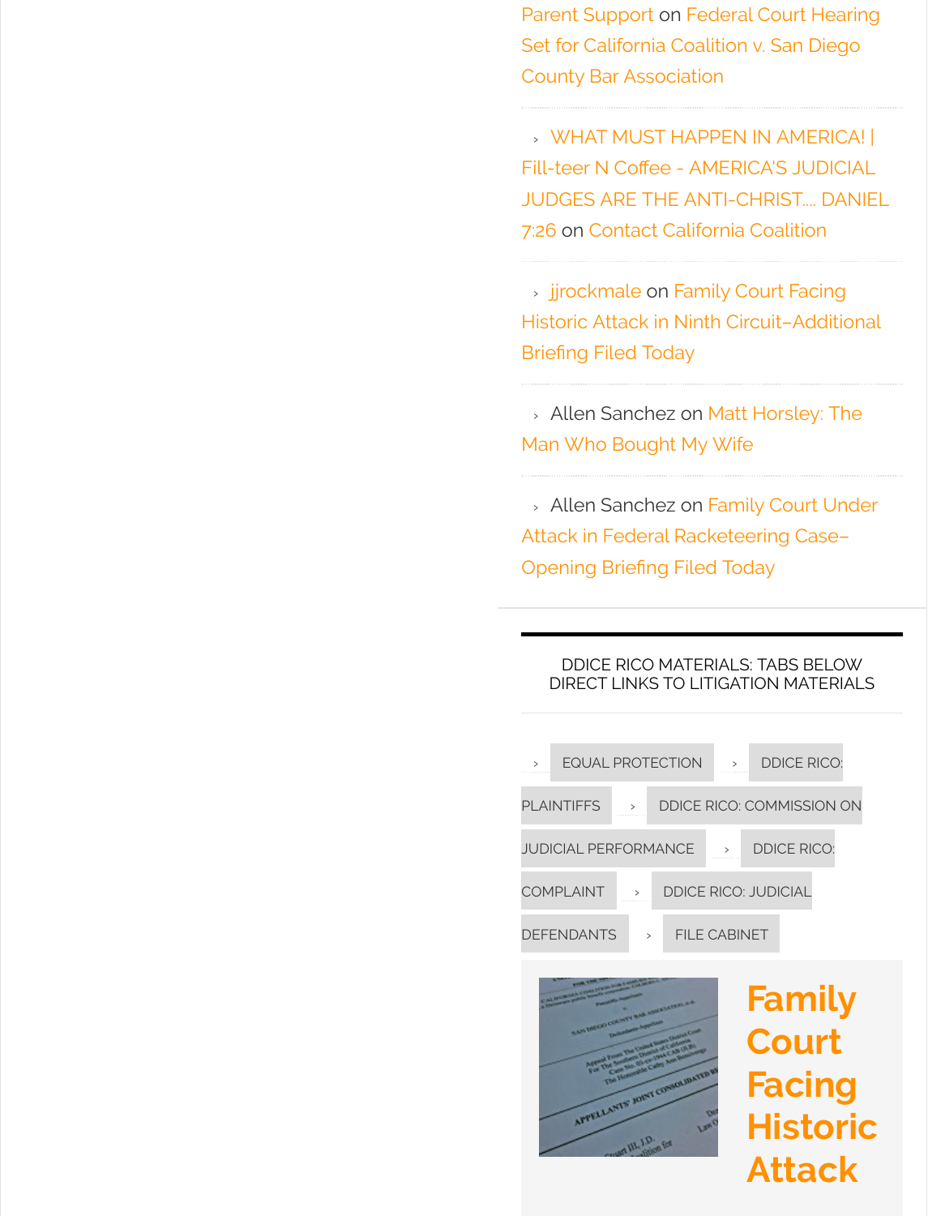- Parent Support on Federal Court Hearing Set for California Coalition v. San Diego County Bar Association
- WHAT MUST HAPPEN IN AMERICA! | Fill-teer N Coffee - AMERICA'S JUDICIAL JUDGES ARE THE ANTI-CHRIST.... DANIEL 7:26 on Contact California Coalition
- jjrockmale on Family Court Facing Historic Attack in Ninth Circuit–Additional Briefing Filed Today
- Allen Sanchez on Matt Horsley: The Man Who Bought My Wife
- Allen Sanchez on Family Court Under Attack in Federal Racketeering Case–Opening Briefing Filed Today

DDICE RICO MATERIALS: TABS BELOW DIRECT LINKS TO LITIGATION MATERIALS

- EQUAL PROTECTION
- DDICE RICO: PLAINTIFFS
- DDICE RICO: COMMISSION ON JUDICIAL PERFORMANCE
- DDICE RICO: COMPLAINT
- DDICE RICO: JUDICIAL DEFENDANTS
- FILE CABINET

## Family Court Facing Historic Attack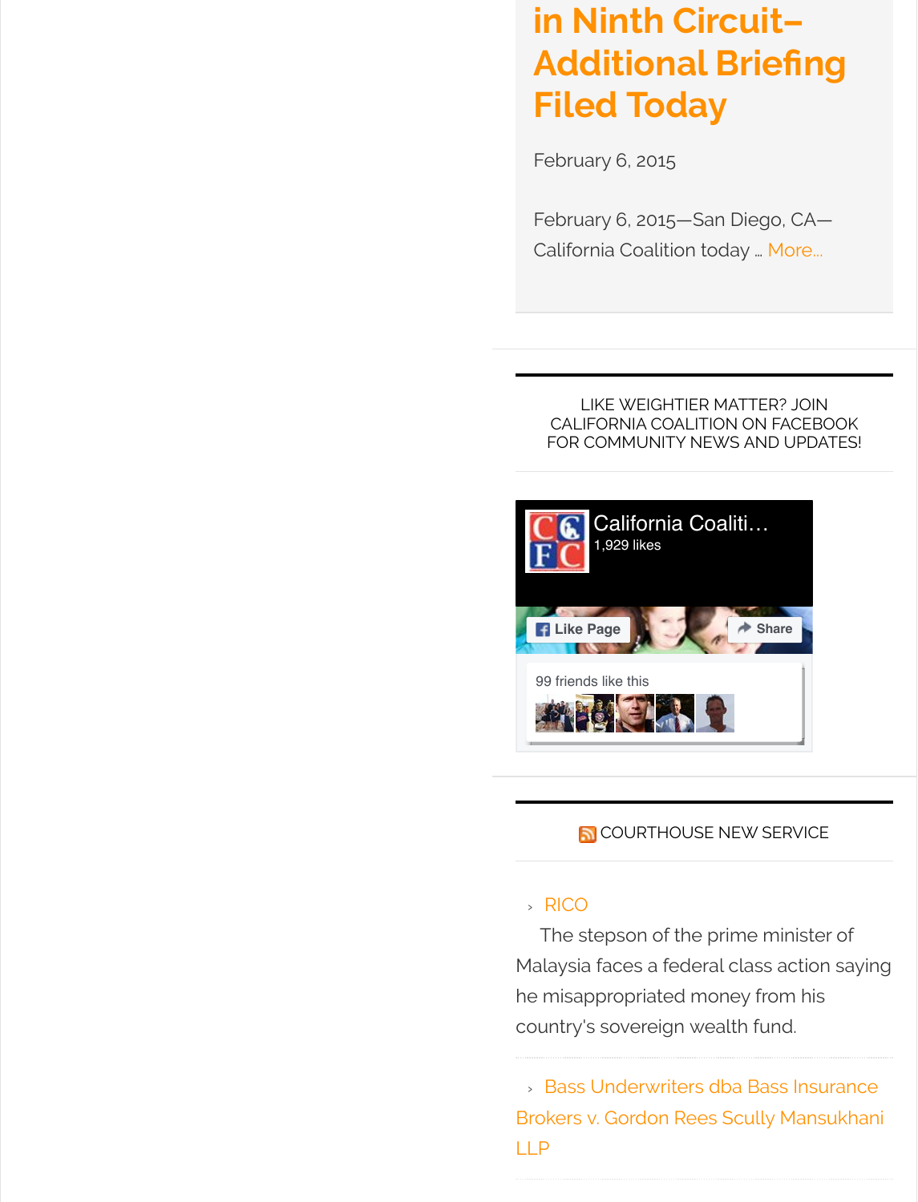## in Ninth Circuit– Additional Briefing Filed Today

February 6, 2015

February 6, 2015—San Diego, CA—California Coalition today … More…

LIKE WEIGHTIER MATTER? JOIN CALIFORNIA COALITION ON FACEBOOK FOR COMMUNITY NEWS AND UPDATES!

California Coaliti…
1,929 likes

Like Page    Share

99 friends like this

COURTHOUSE NEW SERVICE

- RICO

  The stepson of the prime minister of Malaysia faces a federal class action saying he misappropriated money from his country's sovereign wealth fund.

- Bass Underwriters dba Bass Insurance Brokers v. Gordon Rees Scully Mansukhani LLP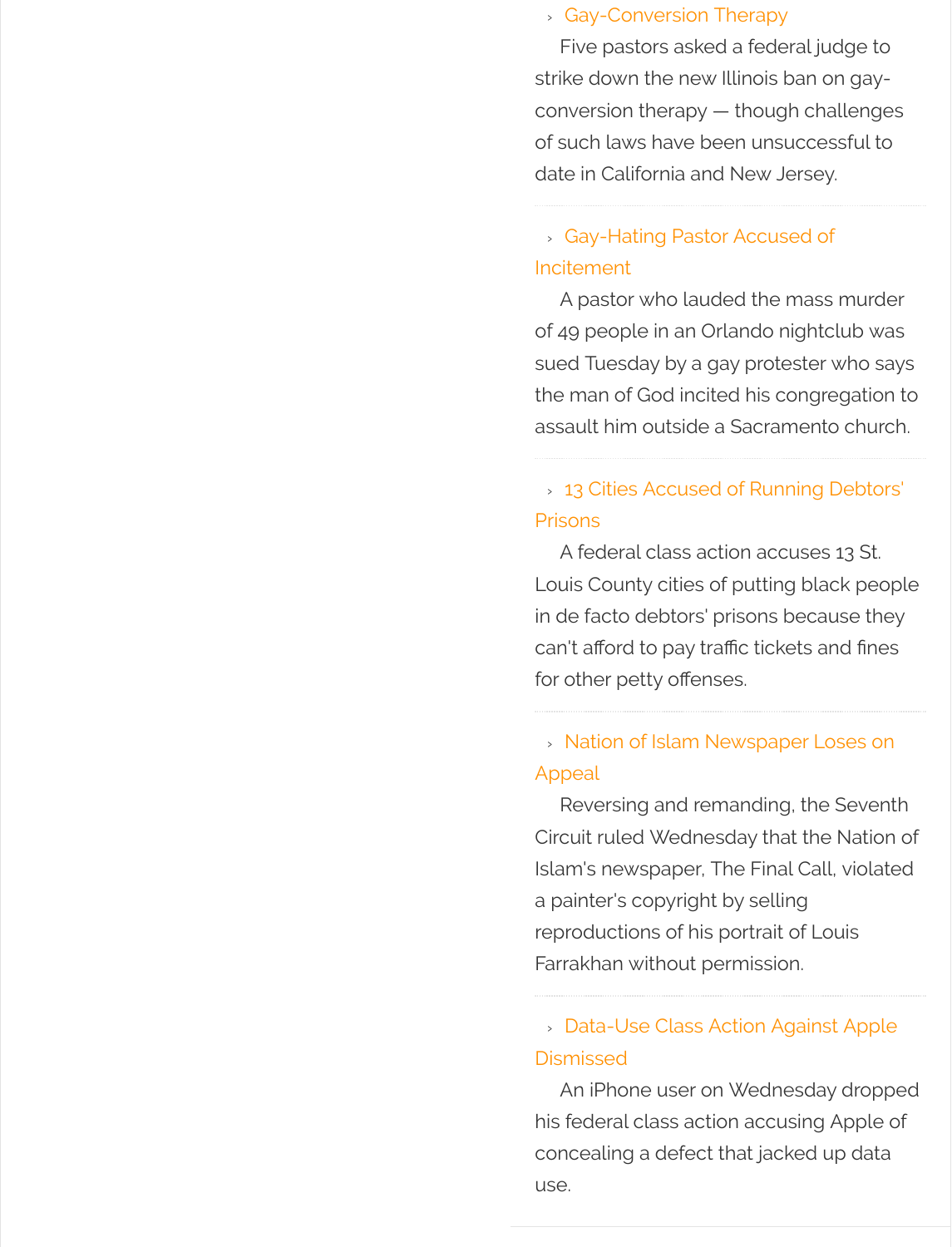- Gay-Conversion Therapy

  Five pastors asked a federal judge to strike down the new Illinois ban on gay-conversion therapy — though challenges of such laws have been unsuccessful to date in California and New Jersey.

- Gay-Hating Pastor Accused of Incitement

  A pastor who lauded the mass murder of 49 people in an Orlando nightclub was sued Tuesday by a gay protester who says the man of God incited his congregation to assault him outside a Sacramento church.

- 13 Cities Accused of Running Debtors' Prisons

  A federal class action accuses 13 St. Louis County cities of putting black people in de facto debtors' prisons because they can't afford to pay traffic tickets and fines for other petty offenses.

- Nation of Islam Newspaper Loses on Appeal

  Reversing and remanding, the Seventh Circuit ruled Wednesday that the Nation of Islam's newspaper, The Final Call, violated a painter's copyright by selling reproductions of his portrait of Louis Farrakhan without permission.

- Data-Use Class Action Against Apple Dismissed

  An iPhone user on Wednesday dropped his federal class action accusing Apple of concealing a defect that jacked up data use.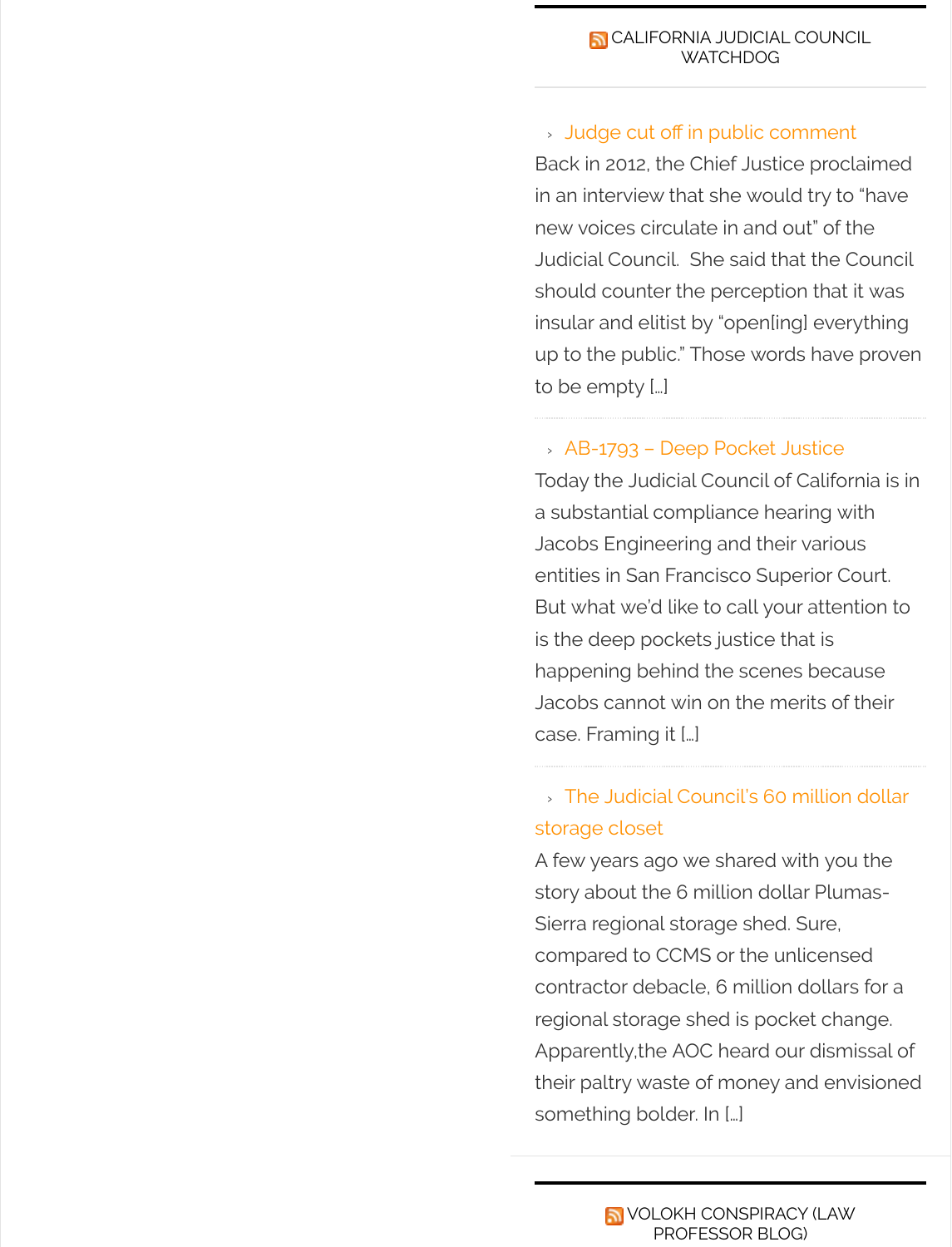## CALIFORNIA JUDICIAL COUNCIL WATCHDOG

- Judge cut off in public comment

Back in 2012, the Chief Justice proclaimed in an interview that she would try to "have new voices circulate in and out" of the Judicial Council. She said that the Council should counter the perception that it was insular and elitist by "open[ing] everything up to the public." Those words have proven to be empty […]

- AB-1793 – Deep Pocket Justice

Today the Judicial Council of California is in a substantial compliance hearing with Jacobs Engineering and their various entities in San Francisco Superior Court. But what we'd like to call your attention to is the deep pockets justice that is happening behind the scenes because Jacobs cannot win on the merits of their case. Framing it […]

- The Judicial Council's 60 million dollar storage closet

A few years ago we shared with you the story about the 6 million dollar Plumas-Sierra regional storage shed. Sure, compared to CCMS or the unlicensed contractor debacle, 6 million dollars for a regional storage shed is pocket change. Apparently,the AOC heard our dismissal of their paltry waste of money and envisioned something bolder. In […]

## VOLOKH CONSPIRACY (LAW PROFESSOR BLOG)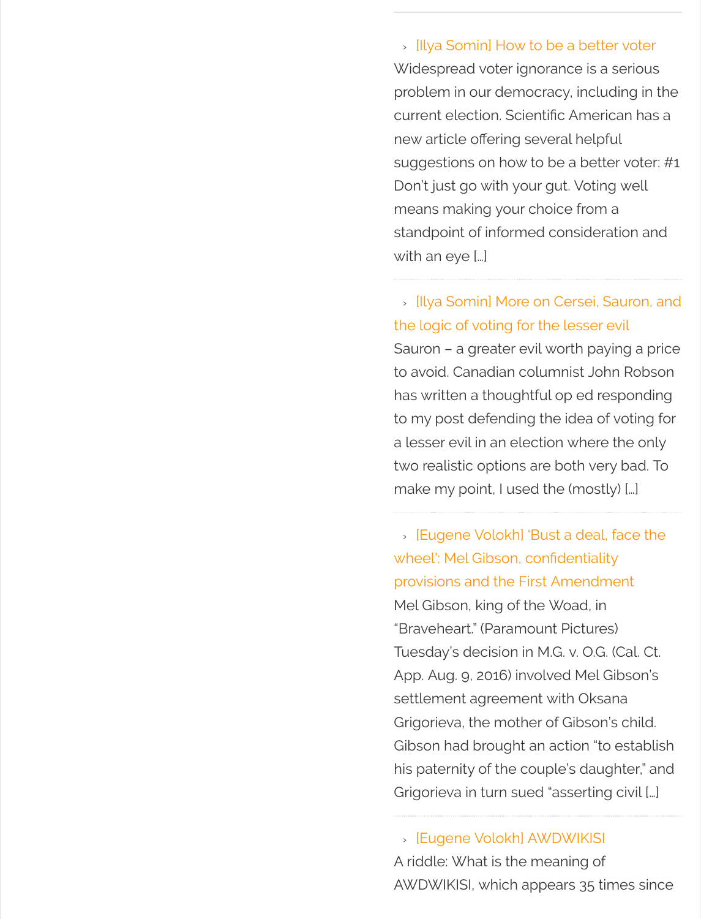› [Ilya Somin] How to be a better voter

Widespread voter ignorance is a serious problem in our democracy, including in the current election. Scientific American has a new article offering several helpful suggestions on how to be a better voter: #1 Don't just go with your gut. Voting well means making your choice from a standpoint of informed consideration and with an eye […]

---

› [Ilya Somin] More on Cersei, Sauron, and the logic of voting for the lesser evil

Sauron – a greater evil worth paying a price to avoid. Canadian columnist John Robson has written a thoughtful op ed responding to my post defending the idea of voting for a lesser evil in an election where the only two realistic options are both very bad. To make my point, I used the (mostly) […]

---

› [Eugene Volokh] 'Bust a deal, face the wheel': Mel Gibson, confidentiality provisions and the First Amendment

Mel Gibson, king of the Woad, in "Braveheart." (Paramount Pictures) Tuesday's decision in M.G. v. O.G. (Cal. Ct. App. Aug. 9, 2016) involved Mel Gibson's settlement agreement with Oksana Grigorieva, the mother of Gibson's child. Gibson had brought an action "to establish his paternity of the couple's daughter," and Grigorieva in turn sued "asserting civil […]

---

› [Eugene Volokh] AWDWIKISI

A riddle: What is the meaning of AWDWIKISI, which appears 35 times since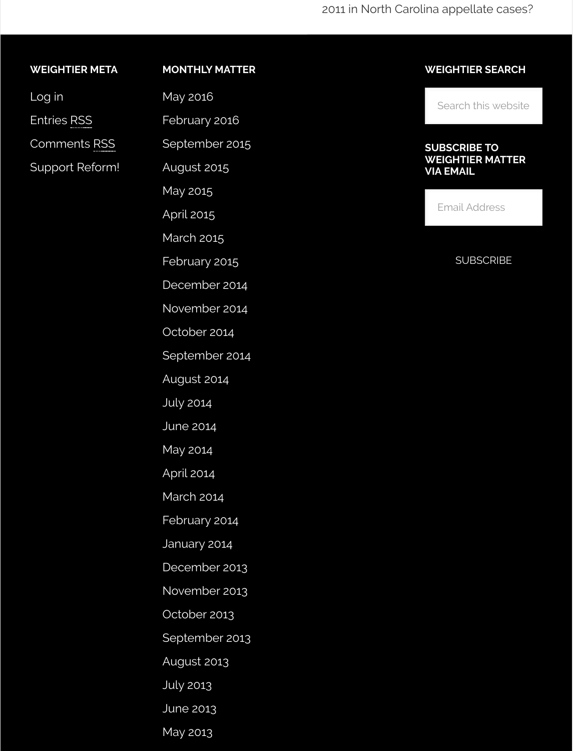2011 in North Carolina appellate cases?

## WEIGHTIER META

- Log in
- Entries RSS
- Comments RSS
- Support Reform!

## MONTHLY MATTER

- May 2016
- February 2016
- September 2015
- August 2015
- May 2015
- April 2015
- March 2015
- February 2015
- December 2014
- November 2014
- October 2014
- September 2014
- August 2014
- July 2014
- June 2014
- May 2014
- April 2014
- March 2014
- February 2014
- January 2014
- December 2013
- November 2013
- October 2013
- September 2013
- August 2013
- July 2013
- June 2013
- May 2013

## WEIGHTIER SEARCH

Search this website

## SUBSCRIBE TO WEIGHTIER MATTER VIA EMAIL

Email Address

SUBSCRIBE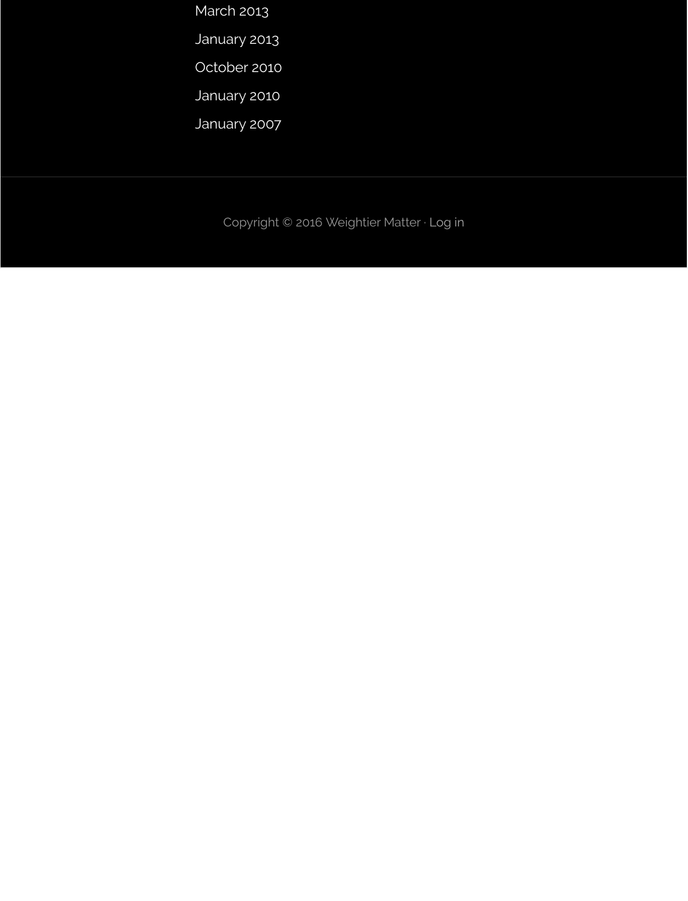March 2013

January 2013

October 2010

January 2010

January 2007

Copyright © 2016 Weightier Matter · Log in